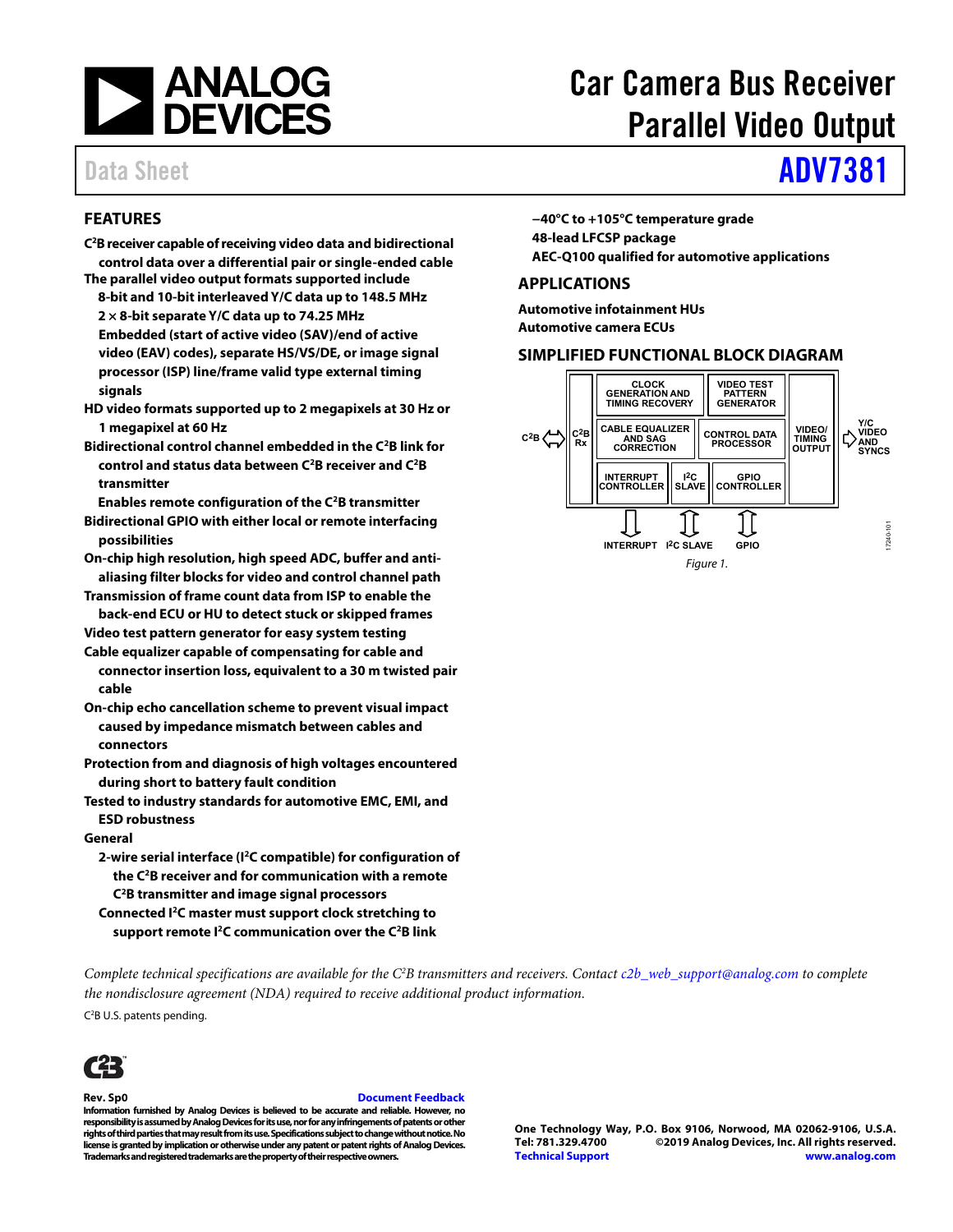# Car Camera Bus Receiver Parallel Video Output

Data Sheet **ADV7381**

## FEATURES

- **C²B receiver capable of receiving video data and bidirectional control data over a differential pair or single-ended cable**
- **The parallel video output formats supported include**
  - **8-bit and 10-bit interleaved Y/C data up to 148.5 MHz**
  - **2 × 8-bit separate Y/C data up to 74.25 MHz**
  - **Embedded (start of active video (SAV)/end of active video (EAV) codes), separate HS/VS/DE, or image signal processor (ISP) line/frame valid type external timing signals**
- **HD video formats supported up to 2 megapixels at 30 Hz or 1 megapixel at 60 Hz**
- **Bidirectional control channel embedded in the C²B link for control and status data between C²B receiver and C²B transmitter**
  - **Enables remote configuration of the C²B transmitter**
- **Bidirectional GPIO with either local or remote interfacing possibilities**
- **On-chip high resolution, high speed ADC, buffer and anti-aliasing filter blocks for video and control channel path**
- **Transmission of frame count data from ISP to enable the back-end ECU or HU to detect stuck or skipped frames**
- **Video test pattern generator for easy system testing**
- **Cable equalizer capable of compensating for cable and connector insertion loss, equivalent to a 30 m twisted pair cable**
- **On-chip echo cancellation scheme to prevent visual impact caused by impedance mismatch between cables and connectors**
- **Protection from and diagnosis of high voltages encountered during short to battery fault condition**
- **Tested to industry standards for automotive EMC, EMI, and ESD robustness**
- **General**
  - **2-wire serial interface (I²C compatible) for configuration of the C²B receiver and for communication with a remote C²B transmitter and image signal processors**
  - **Connected I²C master must support clock stretching to support remote I²C communication over the C²B link**
  - **−40°C to +105°C temperature grade**
  - **48-lead LFCSP package**
  - **AEC-Q100 qualified for automotive applications**

## APPLICATIONS

**Automotive infotainment HUs**
**Automotive camera ECUs**

## SIMPLIFIED FUNCTIONAL BLOCK DIAGRAM

*Figure 1.*

*Complete technical specifications are available for the C²B transmitters and receivers. Contact c2b_web_support@analog.com to complete the nondisclosure agreement (NDA) required to receive additional product information.*

C²B U.S. patents pending.

**Rev. Sp0** Document Feedback

**Information furnished by Analog Devices is believed to be accurate and reliable. However, no responsibility is assumed by Analog Devices for its use, nor for any infringements of patents or other rights of third parties that may result from its use. Specifications subject to change without notice. No license is granted by implication or otherwise under any patent or patent rights of Analog Devices. Trademarks and registered trademarks are the property of their respective owners.**

**One Technology Way, P.O. Box 9106, Norwood, MA 02062-9106, U.S.A.**
**Tel: 781.329.4700 ©2019 Analog Devices, Inc. All rights reserved.**
**Technical Support www.analog.com**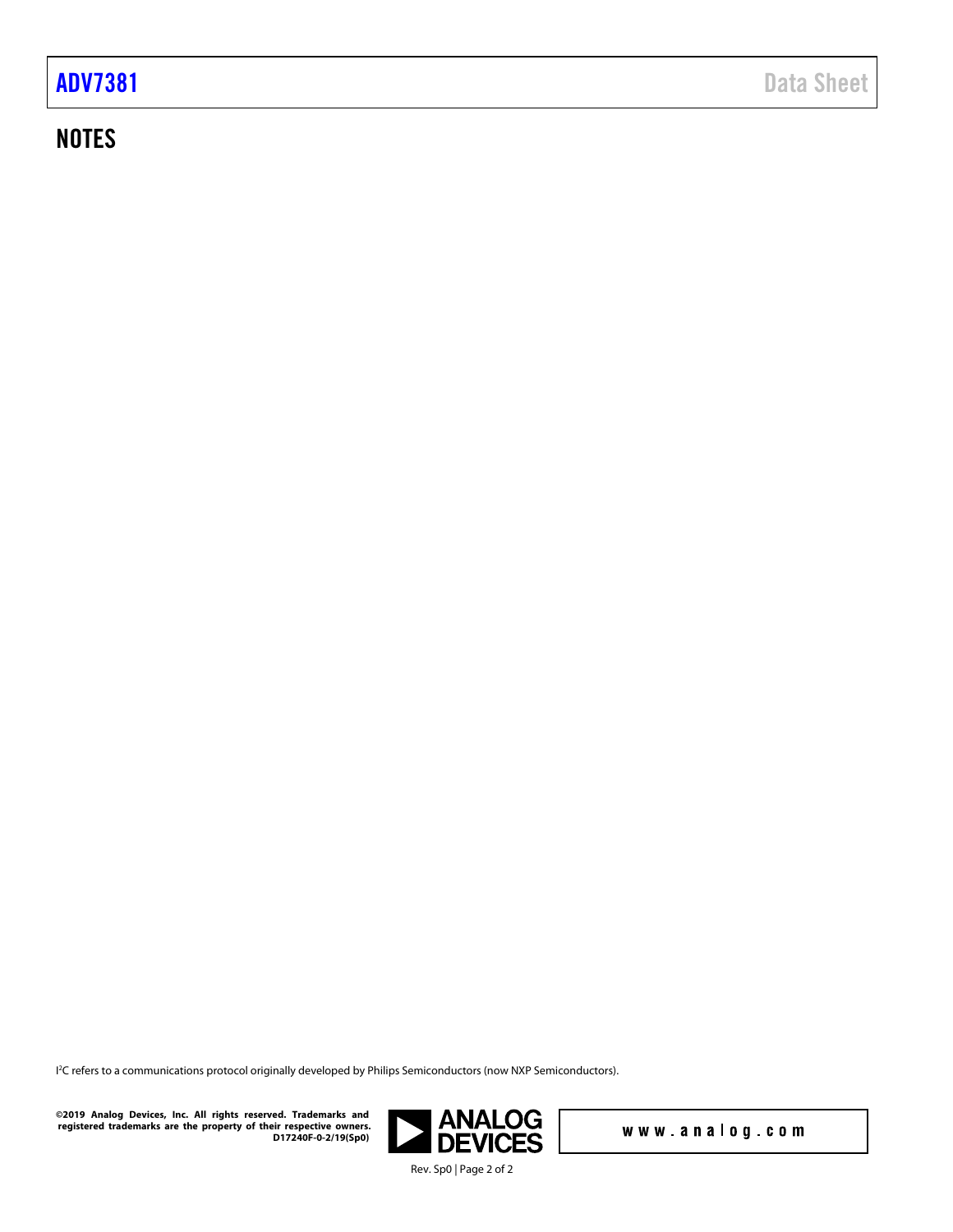## NOTES

I²C refers to a communications protocol originally developed by Philips Semiconductors (now NXP Semiconductors).

**©2019 Analog Devices, Inc. All rights reserved. Trademarks and registered trademarks are the property of their respective owners. D17240F-0-2/19(Sp0)**

www.analog.com